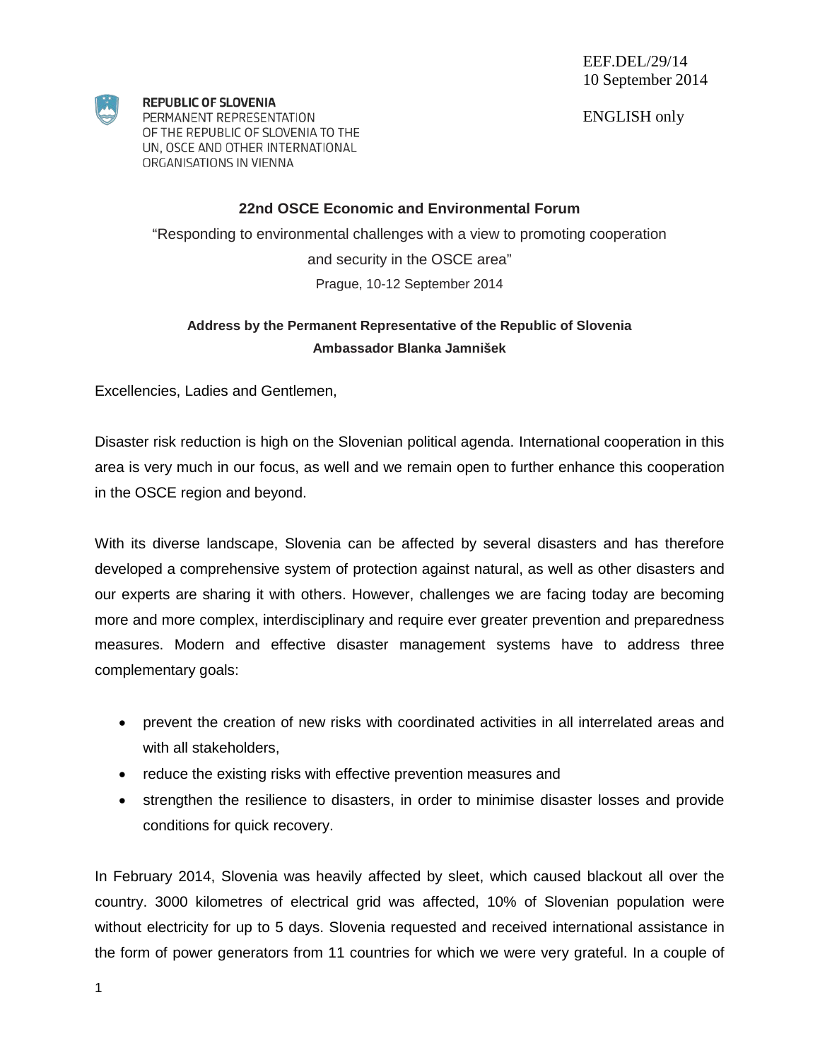EEF.DEL/29/14
10 September 2014

ENGLISH only

**REPUBLIC OF SLOVENIA**
PERMANENT REPRESENTATION
OF THE REPUBLIC OF SLOVENIA TO THE
UN, OSCE AND OTHER INTERNATIONAL
ORGANISATIONS IN VIENNA

## 22nd OSCE Economic and Environmental Forum

"Responding to environmental challenges with a view to promoting cooperation and security in the OSCE area"

Prague, 10-12 September 2014

### Address by the Permanent Representative of the Republic of Slovenia Ambassador Blanka Jamnišek

Excellencies, Ladies and Gentlemen,

Disaster risk reduction is high on the Slovenian political agenda. International cooperation in this area is very much in our focus, as well and we remain open to further enhance this cooperation in the OSCE region and beyond.

With its diverse landscape, Slovenia can be affected by several disasters and has therefore developed a comprehensive system of protection against natural, as well as other disasters and our experts are sharing it with others. However, challenges we are facing today are becoming more and more complex, interdisciplinary and require ever greater prevention and preparedness measures. Modern and effective disaster management systems have to address three complementary goals:

- prevent the creation of new risks with coordinated activities in all interrelated areas and with all stakeholders,
- reduce the existing risks with effective prevention measures and
- strengthen the resilience to disasters, in order to minimise disaster losses and provide conditions for quick recovery.

In February 2014, Slovenia was heavily affected by sleet, which caused blackout all over the country. 3000 kilometres of electrical grid was affected, 10% of Slovenian population were without electricity for up to 5 days. Slovenia requested and received international assistance in the form of power generators from 11 countries for which we were very grateful. In a couple of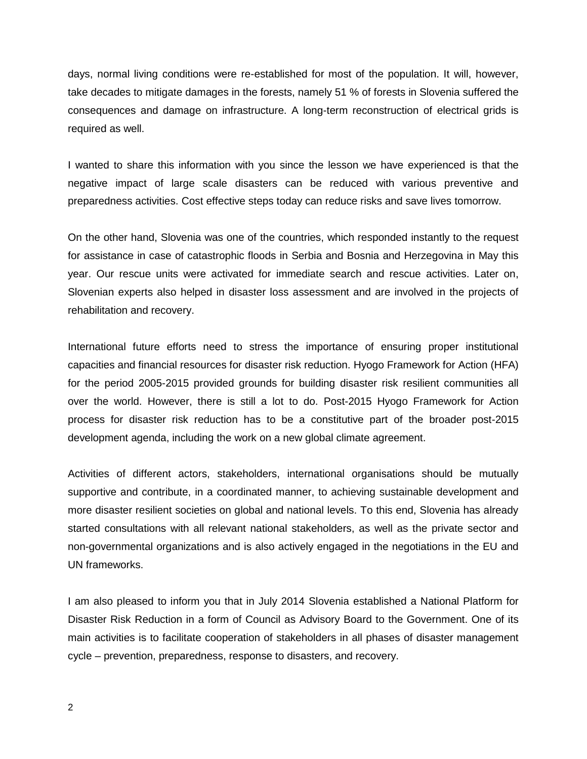days, normal living conditions were re-established for most of the population. It will, however, take decades to mitigate damages in the forests, namely 51 % of forests in Slovenia suffered the consequences and damage on infrastructure. A long-term reconstruction of electrical grids is required as well.

I wanted to share this information with you since the lesson we have experienced is that the negative impact of large scale disasters can be reduced with various preventive and preparedness activities. Cost effective steps today can reduce risks and save lives tomorrow.

On the other hand, Slovenia was one of the countries, which responded instantly to the request for assistance in case of catastrophic floods in Serbia and Bosnia and Herzegovina in May this year. Our rescue units were activated for immediate search and rescue activities. Later on, Slovenian experts also helped in disaster loss assessment and are involved in the projects of rehabilitation and recovery.

International future efforts need to stress the importance of ensuring proper institutional capacities and financial resources for disaster risk reduction. Hyogo Framework for Action (HFA) for the period 2005-2015 provided grounds for building disaster risk resilient communities all over the world. However, there is still a lot to do. Post-2015 Hyogo Framework for Action process for disaster risk reduction has to be a constitutive part of the broader post-2015 development agenda, including the work on a new global climate agreement.

Activities of different actors, stakeholders, international organisations should be mutually supportive and contribute, in a coordinated manner, to achieving sustainable development and more disaster resilient societies on global and national levels. To this end, Slovenia has already started consultations with all relevant national stakeholders, as well as the private sector and non-governmental organizations and is also actively engaged in the negotiations in the EU and UN frameworks.

I am also pleased to inform you that in July 2014 Slovenia established a National Platform for Disaster Risk Reduction in a form of Council as Advisory Board to the Government. One of its main activities is to facilitate cooperation of stakeholders in all phases of disaster management cycle – prevention, preparedness, response to disasters, and recovery.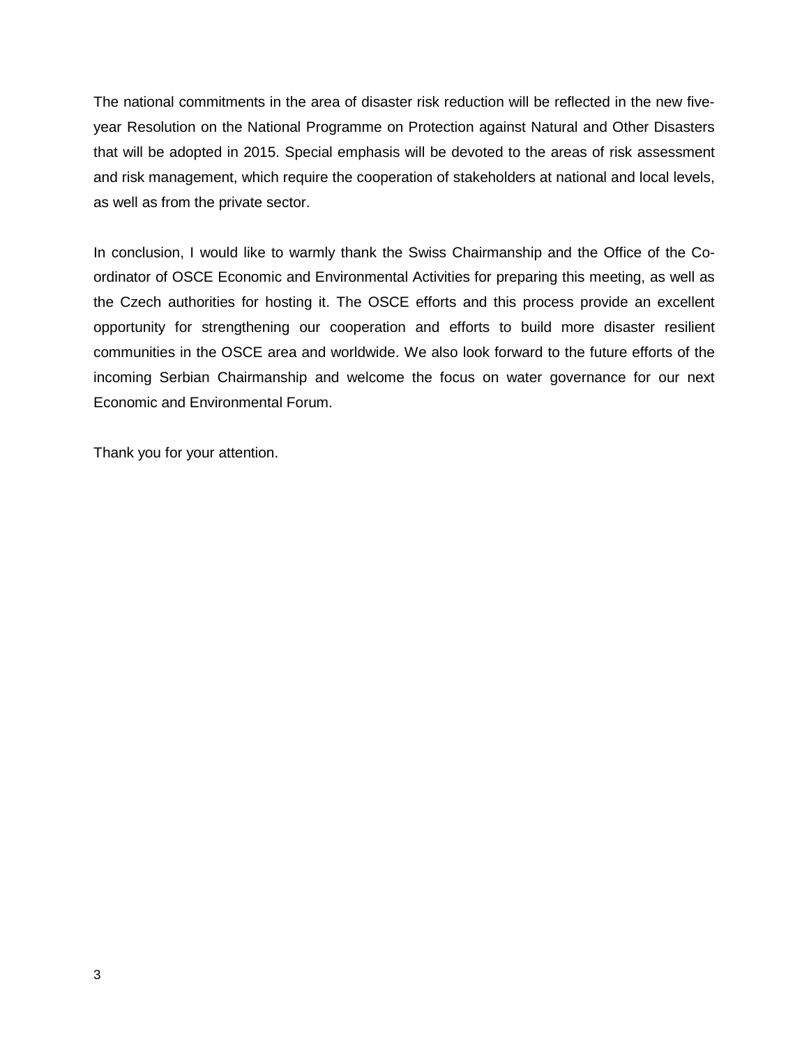The national commitments in the area of disaster risk reduction will be reflected in the new five-year Resolution on the National Programme on Protection against Natural and Other Disasters that will be adopted in 2015. Special emphasis will be devoted to the areas of risk assessment and risk management, which require the cooperation of stakeholders at national and local levels, as well as from the private sector.

In conclusion, I would like to warmly thank the Swiss Chairmanship and the Office of the Co-ordinator of OSCE Economic and Environmental Activities for preparing this meeting, as well as the Czech authorities for hosting it. The OSCE efforts and this process provide an excellent opportunity for strengthening our cooperation and efforts to build more disaster resilient communities in the OSCE area and worldwide. We also look forward to the future efforts of the incoming Serbian Chairmanship and welcome the focus on water governance for our next Economic and Environmental Forum.

Thank you for your attention.